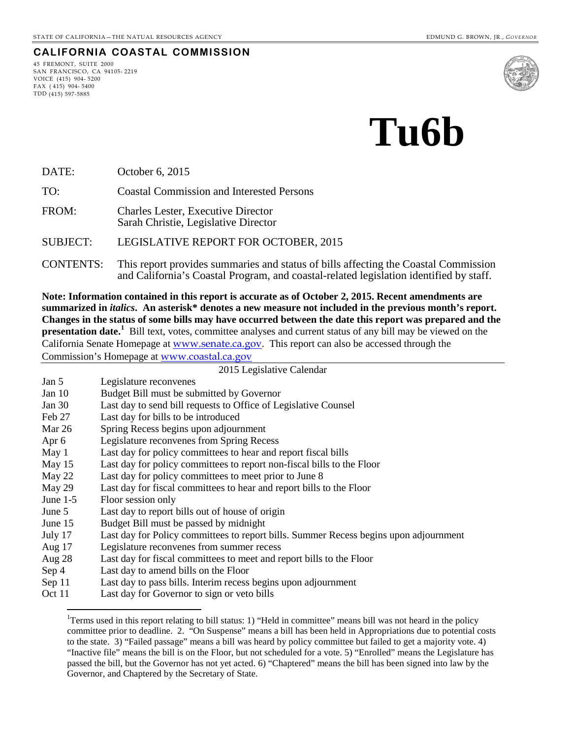STATE OF CALIFORNIA – THE NATURAL RESOURCES AGENCY | EDMUND G. BROWN, JR., *GOVERNOR*

**CALIFORNIA COASTAL COMMISSION**

45 FREMONT, SUITE 2000
SAN FRANCISCO, CA 94105- 2219
VOICE (415) 904- 5200
FAX ( 415) 904- 5400
TDD (415) 597-5885

# Tu6b

DATE: October 6, 2015

TO: Coastal Commission and Interested Persons

FROM: Charles Lester, Executive Director
Sarah Christie, Legislative Director

SUBJECT: LEGISLATIVE REPORT FOR OCTOBER, 2015

CONTENTS: This report provides summaries and status of bills affecting the Coastal Commission and California's Coastal Program, and coastal-related legislation identified by staff.

**Note: Information contained in this report is accurate as of October 2, 2015. Recent amendments are summarized in *italics*. An asterisk* denotes a new measure not included in the previous month's report. Changes in the status of some bills may have occurred between the date this report was prepared and the presentation date.[1]** Bill text, votes, committee analyses and current status of any bill may be viewed on the California Senate Homepage at www.senate.ca.gov. This report can also be accessed through the Commission's Homepage at www.coastal.ca.gov

2015 Legislative Calendar

| | |
|---|---|
| Jan 5 | Legislature reconvenes |
| Jan 10 | Budget Bill must be submitted by Governor |
| Jan 30 | Last day to send bill requests to Office of Legislative Counsel |
| Feb 27 | Last day for bills to be introduced |
| Mar 26 | Spring Recess begins upon adjournment |
| Apr 6 | Legislature reconvenes from Spring Recess |
| May 1 | Last day for policy committees to hear and report fiscal bills |
| May 15 | Last day for policy committees to report non-fiscal bills to the Floor |
| May 22 | Last day for policy committees to meet prior to June 8 |
| May 29 | Last day for fiscal committees to hear and report bills to the Floor |
| June 1-5 | Floor session only |
| June 5 | Last day to report bills out of house of origin |
| June 15 | Budget Bill must be passed by midnight |
| July 17 | Last day for Policy committees to report bills. Summer Recess begins upon adjournment |
| Aug 17 | Legislature reconvenes from summer recess |
| Aug 28 | Last day for fiscal committees to meet and report bills to the Floor |
| Sep 4 | Last day to amend bills on the Floor |
| Sep 11 | Last day to pass bills. Interim recess begins upon adjournment |
| Oct 11 | Last day for Governor to sign or veto bills |

[1] Terms used in this report relating to bill status: 1) "Held in committee" means bill was not heard in the policy committee prior to deadline. 2. "On Suspense" means a bill has been held in Appropriations due to potential costs to the state. 3) "Failed passage" means a bill was heard by policy committee but failed to get a majority vote. 4) "Inactive file" means the bill is on the Floor, but not scheduled for a vote. 5) "Enrolled" means the Legislature has passed the bill, but the Governor has not yet acted. 6) "Chaptered" means the bill has been signed into law by the Governor, and Chaptered by the Secretary of State.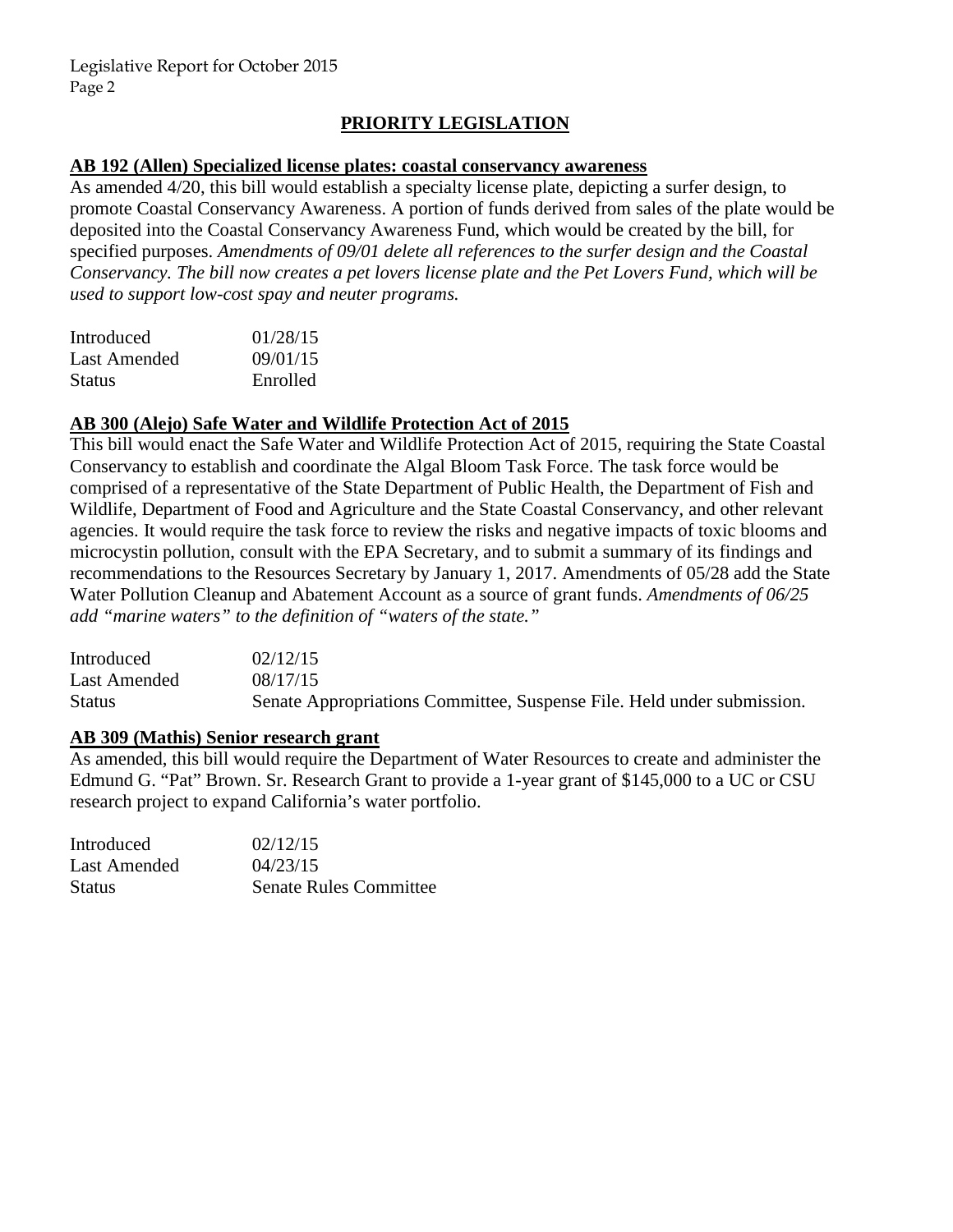## PRIORITY LEGISLATION

**AB 192 (Allen) Specialized license plates: coastal conservancy awareness**

As amended 4/20, this bill would establish a specialty license plate, depicting a surfer design, to promote Coastal Conservancy Awareness. A portion of funds derived from sales of the plate would be deposited into the Coastal Conservancy Awareness Fund, which would be created by the bill, for specified purposes. *Amendments of 09/01 delete all references to the surfer design and the Coastal Conservancy. The bill now creates a pet lovers license plate and the Pet Lovers Fund, which will be used to support low-cost spay and neuter programs.*

| | |
|---|---|
| Introduced | 01/28/15 |
| Last Amended | 09/01/15 |
| Status | Enrolled |

**AB 300 (Alejo) Safe Water and Wildlife Protection Act of 2015**

This bill would enact the Safe Water and Wildlife Protection Act of 2015, requiring the State Coastal Conservancy to establish and coordinate the Algal Bloom Task Force. The task force would be comprised of a representative of the State Department of Public Health, the Department of Fish and Wildlife, Department of Food and Agriculture and the State Coastal Conservancy, and other relevant agencies. It would require the task force to review the risks and negative impacts of toxic blooms and microcystin pollution, consult with the EPA Secretary, and to submit a summary of its findings and recommendations to the Resources Secretary by January 1, 2017. Amendments of 05/28 add the State Water Pollution Cleanup and Abatement Account as a source of grant funds. *Amendments of 06/25 add "marine waters" to the definition of "waters of the state."*

| | |
|---|---|
| Introduced | 02/12/15 |
| Last Amended | 08/17/15 |
| Status | Senate Appropriations Committee, Suspense File. Held under submission. |

**AB 309 (Mathis) Senior research grant**

As amended, this bill would require the Department of Water Resources to create and administer the Edmund G. "Pat" Brown. Sr. Research Grant to provide a 1-year grant of $145,000 to a UC or CSU research project to expand California's water portfolio.

| | |
|---|---|
| Introduced | 02/12/15 |
| Last Amended | 04/23/15 |
| Status | Senate Rules Committee |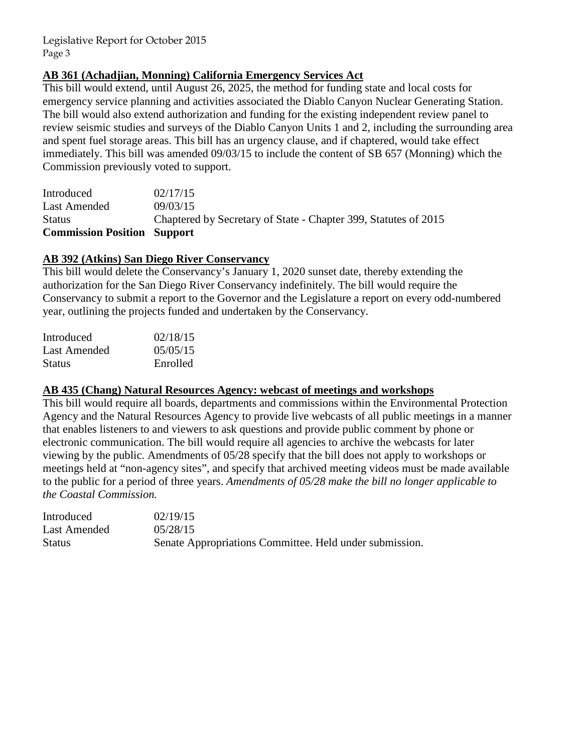**AB 361 (Achadjian, Monning) California Emergency Services Act**

This bill would extend, until August 26, 2025, the method for funding state and local costs for emergency service planning and activities associated the Diablo Canyon Nuclear Generating Station. The bill would also extend authorization and funding for the existing independent review panel to review seismic studies and surveys of the Diablo Canyon Units 1 and 2, including the surrounding area and spent fuel storage areas. This bill has an urgency clause, and if chaptered, would take effect immediately. This bill was amended 09/03/15 to include the content of SB 657 (Monning) which the Commission previously voted to support.

| | |
|---|---|
| Introduced | 02/17/15 |
| Last Amended | 09/03/15 |
| Status | Chaptered by Secretary of State - Chapter 399, Statutes of 2015 |
| **Commission Position** | **Support** |

**AB 392 (Atkins) San Diego River Conservancy**

This bill would delete the Conservancy's January 1, 2020 sunset date, thereby extending the authorization for the San Diego River Conservancy indefinitely. The bill would require the Conservancy to submit a report to the Governor and the Legislature a report on every odd-numbered year, outlining the projects funded and undertaken by the Conservancy.

| | |
|---|---|
| Introduced | 02/18/15 |
| Last Amended | 05/05/15 |
| Status | Enrolled |

**AB 435 (Chang) Natural Resources Agency: webcast of meetings and workshops**

This bill would require all boards, departments and commissions within the Environmental Protection Agency and the Natural Resources Agency to provide live webcasts of all public meetings in a manner that enables listeners to and viewers to ask questions and provide public comment by phone or electronic communication. The bill would require all agencies to archive the webcasts for later viewing by the public. Amendments of 05/28 specify that the bill does not apply to workshops or meetings held at "non-agency sites", and specify that archived meeting videos must be made available to the public for a period of three years. *Amendments of 05/28 make the bill no longer applicable to the Coastal Commission.*

| | |
|---|---|
| Introduced | 02/19/15 |
| Last Amended | 05/28/15 |
| Status | Senate Appropriations Committee. Held under submission. |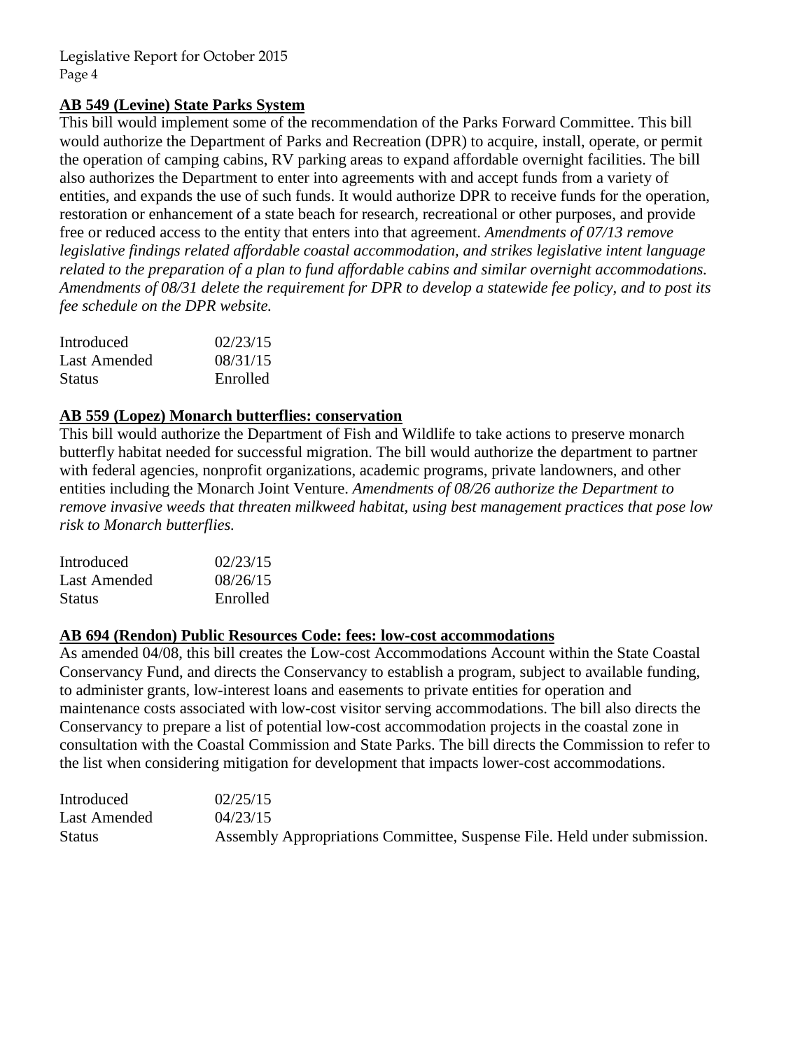**AB 549 (Levine) State Parks System**

This bill would implement some of the recommendation of the Parks Forward Committee. This bill would authorize the Department of Parks and Recreation (DPR) to acquire, install, operate, or permit the operation of camping cabins, RV parking areas to expand affordable overnight facilities. The bill also authorizes the Department to enter into agreements with and accept funds from a variety of entities, and expands the use of such funds. It would authorize DPR to receive funds for the operation, restoration or enhancement of a state beach for research, recreational or other purposes, and provide free or reduced access to the entity that enters into that agreement. *Amendments of 07/13 remove legislative findings related affordable coastal accommodation, and strikes legislative intent language related to the preparation of a plan to fund affordable cabins and similar overnight accommodations. Amendments of 08/31 delete the requirement for DPR to develop a statewide fee policy, and to post its fee schedule on the DPR website.*

| | |
|---|---|
| Introduced | 02/23/15 |
| Last Amended | 08/31/15 |
| Status | Enrolled |

**AB 559 (Lopez) Monarch butterflies: conservation**

This bill would authorize the Department of Fish and Wildlife to take actions to preserve monarch butterfly habitat needed for successful migration. The bill would authorize the department to partner with federal agencies, nonprofit organizations, academic programs, private landowners, and other entities including the Monarch Joint Venture. *Amendments of 08/26 authorize the Department to remove invasive weeds that threaten milkweed habitat, using best management practices that pose low risk to Monarch butterflies.*

| | |
|---|---|
| Introduced | 02/23/15 |
| Last Amended | 08/26/15 |
| Status | Enrolled |

**AB 694 (Rendon) Public Resources Code: fees: low-cost accommodations**

As amended 04/08, this bill creates the Low-cost Accommodations Account within the State Coastal Conservancy Fund, and directs the Conservancy to establish a program, subject to available funding, to administer grants, low-interest loans and easements to private entities for operation and maintenance costs associated with low-cost visitor serving accommodations. The bill also directs the Conservancy to prepare a list of potential low-cost accommodation projects in the coastal zone in consultation with the Coastal Commission and State Parks. The bill directs the Commission to refer to the list when considering mitigation for development that impacts lower-cost accommodations.

| | |
|---|---|
| Introduced | 02/25/15 |
| Last Amended | 04/23/15 |
| Status | Assembly Appropriations Committee, Suspense File. Held under submission. |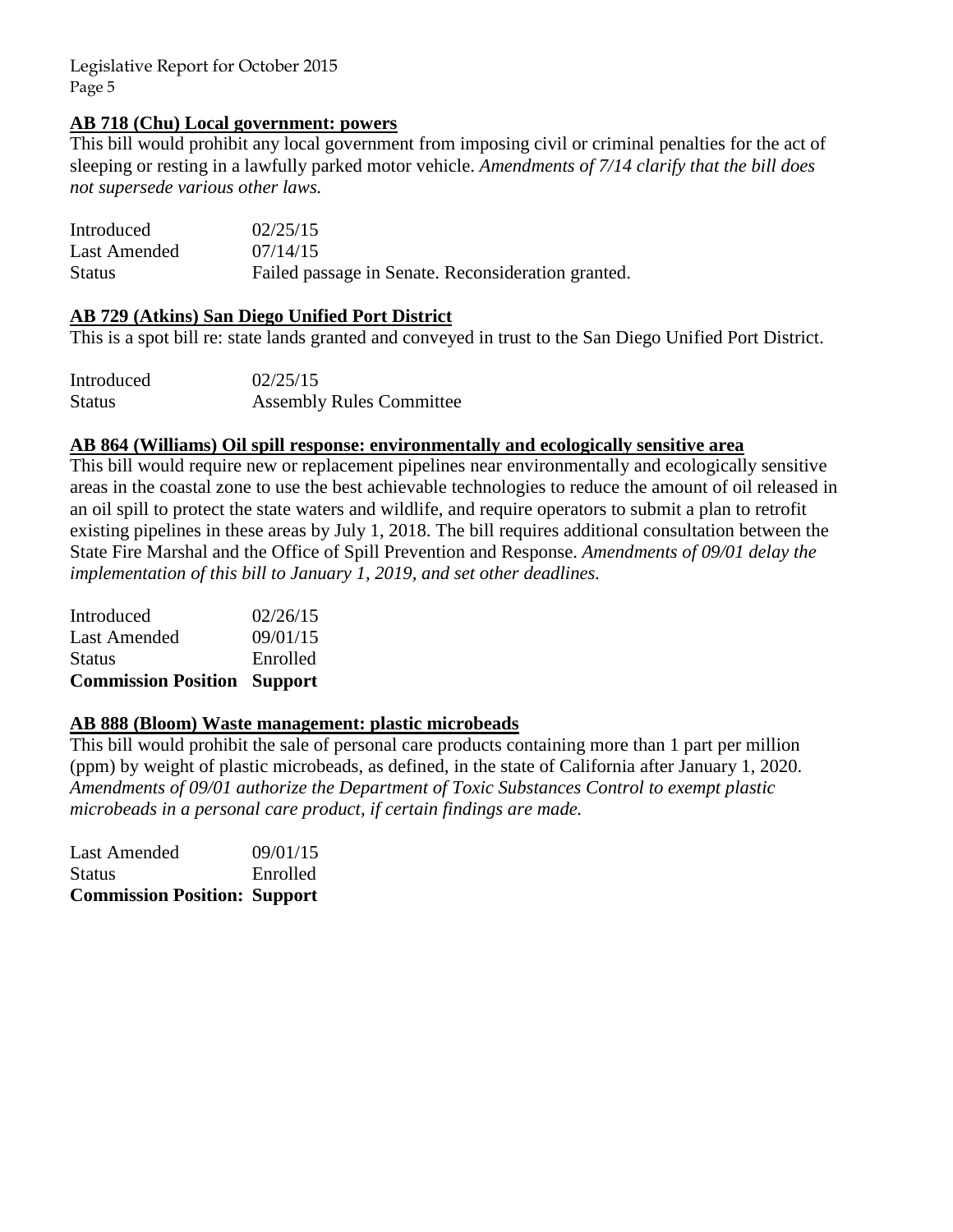**AB 718 (Chu) Local government: powers**

This bill would prohibit any local government from imposing civil or criminal penalties for the act of sleeping or resting in a lawfully parked motor vehicle. *Amendments of 7/14 clarify that the bill does not supersede various other laws.*

| | |
|---|---|
| Introduced | 02/25/15 |
| Last Amended | 07/14/15 |
| Status | Failed passage in Senate. Reconsideration granted. |

**AB 729 (Atkins) San Diego Unified Port District**

This is a spot bill re: state lands granted and conveyed in trust to the San Diego Unified Port District.

| | |
|---|---|
| Introduced | 02/25/15 |
| Status | Assembly Rules Committee |

**AB 864 (Williams) Oil spill response: environmentally and ecologically sensitive area**

This bill would require new or replacement pipelines near environmentally and ecologically sensitive areas in the coastal zone to use the best achievable technologies to reduce the amount of oil released in an oil spill to protect the state waters and wildlife, and require operators to submit a plan to retrofit existing pipelines in these areas by July 1, 2018. The bill requires additional consultation between the State Fire Marshal and the Office of Spill Prevention and Response. *Amendments of 09/01 delay the implementation of this bill to January 1, 2019, and set other deadlines.*

| | |
|---|---|
| Introduced | 02/26/15 |
| Last Amended | 09/01/15 |
| Status | Enrolled |
| **Commission Position** | **Support** |

**AB 888 (Bloom) Waste management: plastic microbeads**

This bill would prohibit the sale of personal care products containing more than 1 part per million (ppm) by weight of plastic microbeads, as defined, in the state of California after January 1, 2020. *Amendments of 09/01 authorize the Department of Toxic Substances Control to exempt plastic microbeads in a personal care product, if certain findings are made.*

| | |
|---|---|
| Last Amended | 09/01/15 |
| Status | Enrolled |
| **Commission Position:** | **Support** |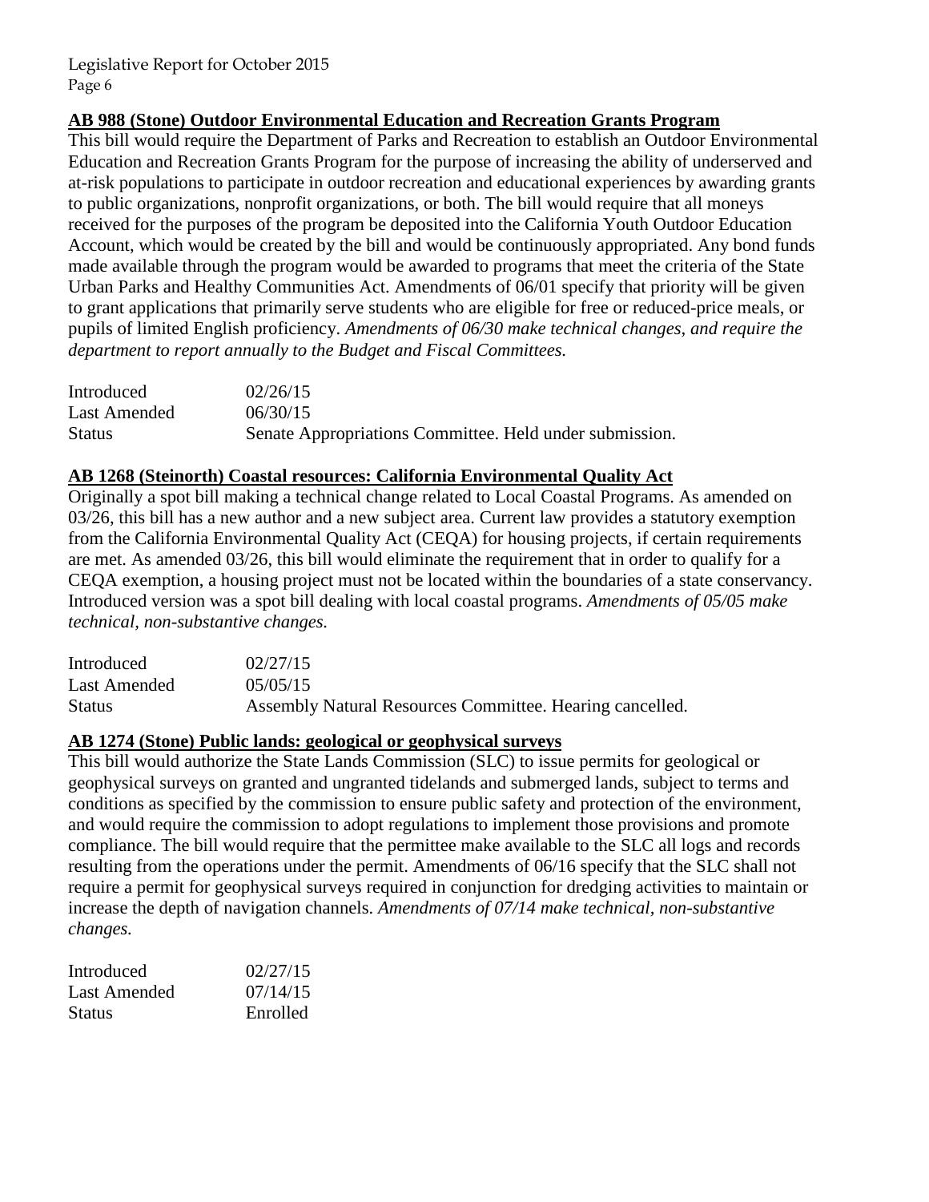### AB 988 (Stone) Outdoor Environmental Education and Recreation Grants Program

This bill would require the Department of Parks and Recreation to establish an Outdoor Environmental Education and Recreation Grants Program for the purpose of increasing the ability of underserved and at-risk populations to participate in outdoor recreation and educational experiences by awarding grants to public organizations, nonprofit organizations, or both. The bill would require that all moneys received for the purposes of the program be deposited into the California Youth Outdoor Education Account, which would be created by the bill and would be continuously appropriated. Any bond funds made available through the program would be awarded to programs that meet the criteria of the State Urban Parks and Healthy Communities Act. Amendments of 06/01 specify that priority will be given to grant applications that primarily serve students who are eligible for free or reduced-price meals, or pupils of limited English proficiency. *Amendments of 06/30 make technical changes, and require the department to report annually to the Budget and Fiscal Committees.*

| | |
|---|---|
| Introduced | 02/26/15 |
| Last Amended | 06/30/15 |
| Status | Senate Appropriations Committee. Held under submission. |

### AB 1268 (Steinorth) Coastal resources: California Environmental Quality Act

Originally a spot bill making a technical change related to Local Coastal Programs. As amended on 03/26, this bill has a new author and a new subject area. Current law provides a statutory exemption from the California Environmental Quality Act (CEQA) for housing projects, if certain requirements are met. As amended 03/26, this bill would eliminate the requirement that in order to qualify for a CEQA exemption, a housing project must not be located within the boundaries of a state conservancy. Introduced version was a spot bill dealing with local coastal programs. *Amendments of 05/05 make technical, non-substantive changes.*

| | |
|---|---|
| Introduced | 02/27/15 |
| Last Amended | 05/05/15 |
| Status | Assembly Natural Resources Committee. Hearing cancelled. |

### AB 1274 (Stone) Public lands: geological or geophysical surveys

This bill would authorize the State Lands Commission (SLC) to issue permits for geological or geophysical surveys on granted and ungranted tidelands and submerged lands, subject to terms and conditions as specified by the commission to ensure public safety and protection of the environment, and would require the commission to adopt regulations to implement those provisions and promote compliance. The bill would require that the permittee make available to the SLC all logs and records resulting from the operations under the permit. Amendments of 06/16 specify that the SLC shall not require a permit for geophysical surveys required in conjunction for dredging activities to maintain or increase the depth of navigation channels. *Amendments of 07/14 make technical, non-substantive changes.*

| | |
|---|---|
| Introduced | 02/27/15 |
| Last Amended | 07/14/15 |
| Status | Enrolled |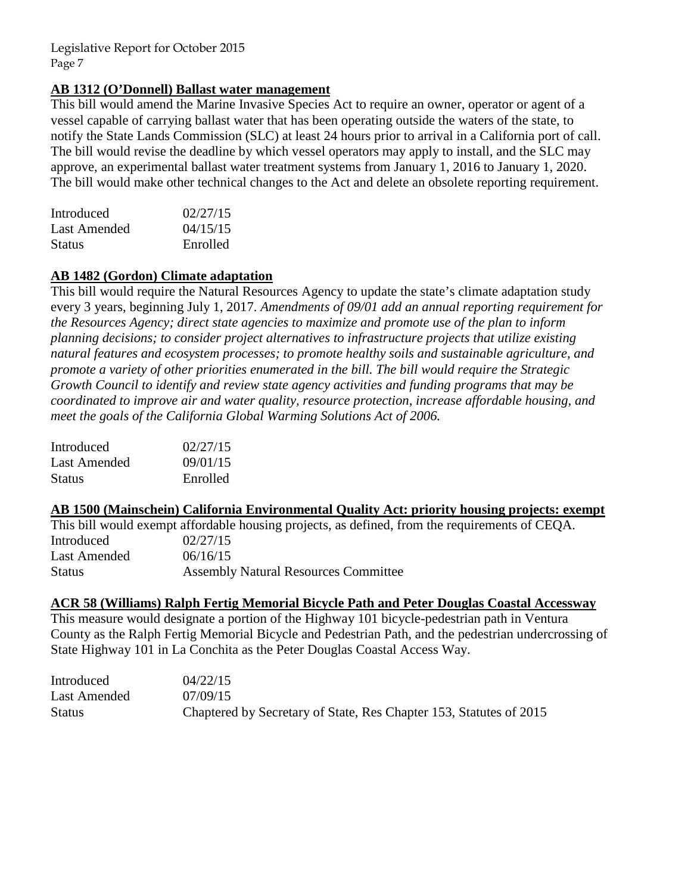**AB 1312 (O'Donnell) Ballast water management**

This bill would amend the Marine Invasive Species Act to require an owner, operator or agent of a vessel capable of carrying ballast water that has been operating outside the waters of the state, to notify the State Lands Commission (SLC) at least 24 hours prior to arrival in a California port of call. The bill would revise the deadline by which vessel operators may apply to install, and the SLC may approve, an experimental ballast water treatment systems from January 1, 2016 to January 1, 2020. The bill would make other technical changes to the Act and delete an obsolete reporting requirement.

| | |
|---|---|
| Introduced | 02/27/15 |
| Last Amended | 04/15/15 |
| Status | Enrolled |

**AB 1482 (Gordon) Climate adaptation**

This bill would require the Natural Resources Agency to update the state's climate adaptation study every 3 years, beginning July 1, 2017. *Amendments of 09/01 add an annual reporting requirement for the Resources Agency; direct state agencies to maximize and promote use of the plan to inform planning decisions; to consider project alternatives to infrastructure projects that utilize existing natural features and ecosystem processes; to promote healthy soils and sustainable agriculture, and promote a variety of other priorities enumerated in the bill. The bill would require the Strategic Growth Council to identify and review state agency activities and funding programs that may be coordinated to improve air and water quality, resource protection, increase affordable housing, and meet the goals of the California Global Warming Solutions Act of 2006.*

| | |
|---|---|
| Introduced | 02/27/15 |
| Last Amended | 09/01/15 |
| Status | Enrolled |

**AB 1500 (Mainschein) California Environmental Quality Act: priority housing projects: exempt**

This bill would exempt affordable housing projects, as defined, from the requirements of CEQA.

| | |
|---|---|
| Introduced | 02/27/15 |
| Last Amended | 06/16/15 |
| Status | Assembly Natural Resources Committee |

**ACR 58 (Williams) Ralph Fertig Memorial Bicycle Path and Peter Douglas Coastal Accessway**

This measure would designate a portion of the Highway 101 bicycle-pedestrian path in Ventura County as the Ralph Fertig Memorial Bicycle and Pedestrian Path, and the pedestrian undercrossing of State Highway 101 in La Conchita as the Peter Douglas Coastal Access Way.

| | |
|---|---|
| Introduced | 04/22/15 |
| Last Amended | 07/09/15 |
| Status | Chaptered by Secretary of State, Res Chapter 153, Statutes of 2015 |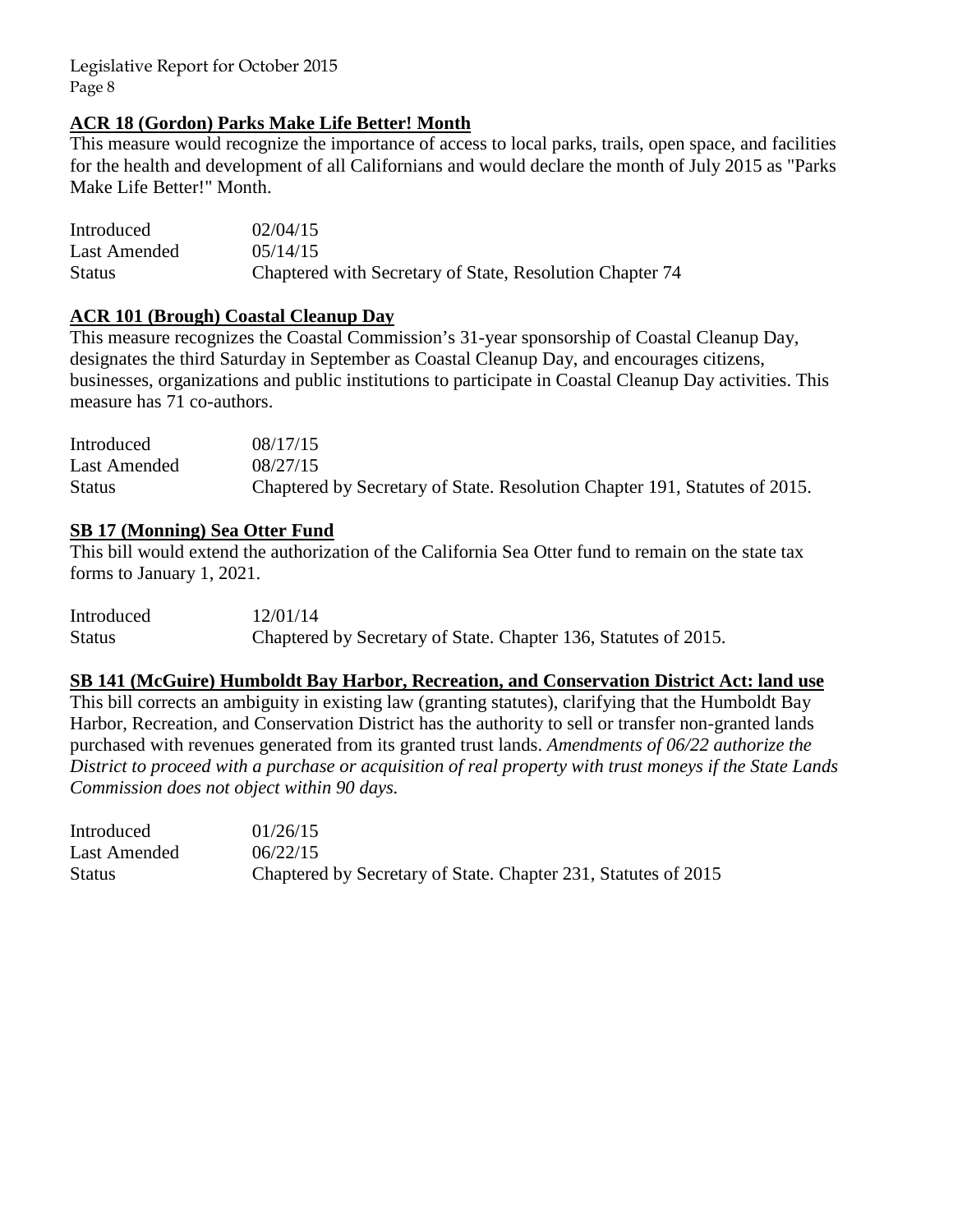**ACR 18 (Gordon) Parks Make Life Better! Month**

This measure would recognize the importance of access to local parks, trails, open space, and facilities for the health and development of all Californians and would declare the month of July 2015 as "Parks Make Life Better!" Month.

| | |
|---|---|
| Introduced | 02/04/15 |
| Last Amended | 05/14/15 |
| Status | Chaptered with Secretary of State, Resolution Chapter 74 |

**ACR 101 (Brough) Coastal Cleanup Day**

This measure recognizes the Coastal Commission's 31-year sponsorship of Coastal Cleanup Day, designates the third Saturday in September as Coastal Cleanup Day, and encourages citizens, businesses, organizations and public institutions to participate in Coastal Cleanup Day activities. This measure has 71 co-authors.

| | |
|---|---|
| Introduced | 08/17/15 |
| Last Amended | 08/27/15 |
| Status | Chaptered by Secretary of State. Resolution Chapter 191, Statutes of 2015. |

**SB 17 (Monning) Sea Otter Fund**

This bill would extend the authorization of the California Sea Otter fund to remain on the state tax forms to January 1, 2021.

| | |
|---|---|
| Introduced | 12/01/14 |
| Status | Chaptered by Secretary of State. Chapter 136, Statutes of 2015. |

**SB 141 (McGuire) Humboldt Bay Harbor, Recreation, and Conservation District Act: land use**

This bill corrects an ambiguity in existing law (granting statutes), clarifying that the Humboldt Bay Harbor, Recreation, and Conservation District has the authority to sell or transfer non-granted lands purchased with revenues generated from its granted trust lands. *Amendments of 06/22 authorize the District to proceed with a purchase or acquisition of real property with trust moneys if the State Lands Commission does not object within 90 days.*

| | |
|---|---|
| Introduced | 01/26/15 |
| Last Amended | 06/22/15 |
| Status | Chaptered by Secretary of State. Chapter 231, Statutes of 2015 |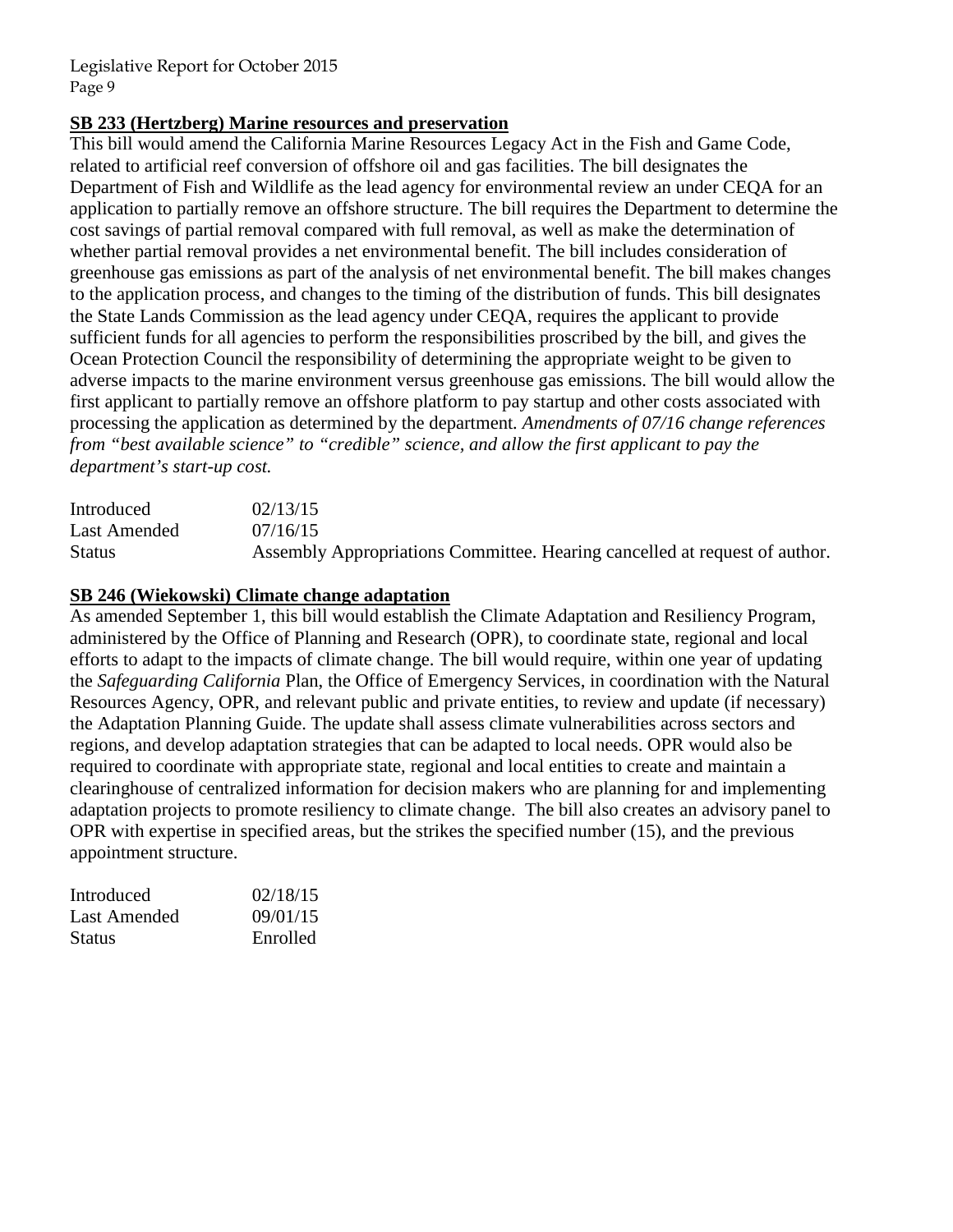**SB 233 (Hertzberg) Marine resources and preservation**

This bill would amend the California Marine Resources Legacy Act in the Fish and Game Code, related to artificial reef conversion of offshore oil and gas facilities. The bill designates the Department of Fish and Wildlife as the lead agency for environmental review an under CEQA for an application to partially remove an offshore structure. The bill requires the Department to determine the cost savings of partial removal compared with full removal, as well as make the determination of whether partial removal provides a net environmental benefit. The bill includes consideration of greenhouse gas emissions as part of the analysis of net environmental benefit. The bill makes changes to the application process, and changes to the timing of the distribution of funds. This bill designates the State Lands Commission as the lead agency under CEQA, requires the applicant to provide sufficient funds for all agencies to perform the responsibilities proscribed by the bill, and gives the Ocean Protection Council the responsibility of determining the appropriate weight to be given to adverse impacts to the marine environment versus greenhouse gas emissions. The bill would allow the first applicant to partially remove an offshore platform to pay startup and other costs associated with processing the application as determined by the department. *Amendments of 07/16 change references from "best available science" to "credible" science, and allow the first applicant to pay the department's start-up cost.*

| | |
|---|---|
| Introduced | 02/13/15 |
| Last Amended | 07/16/15 |
| Status | Assembly Appropriations Committee. Hearing cancelled at request of author. |

**SB 246 (Wiekowski) Climate change adaptation**

As amended September 1, this bill would establish the Climate Adaptation and Resiliency Program, administered by the Office of Planning and Research (OPR), to coordinate state, regional and local efforts to adapt to the impacts of climate change. The bill would require, within one year of updating the *Safeguarding California* Plan, the Office of Emergency Services, in coordination with the Natural Resources Agency, OPR, and relevant public and private entities, to review and update (if necessary) the Adaptation Planning Guide. The update shall assess climate vulnerabilities across sectors and regions, and develop adaptation strategies that can be adapted to local needs. OPR would also be required to coordinate with appropriate state, regional and local entities to create and maintain a clearinghouse of centralized information for decision makers who are planning for and implementing adaptation projects to promote resiliency to climate change. The bill also creates an advisory panel to OPR with expertise in specified areas, but the strikes the specified number (15), and the previous appointment structure.

| | |
|---|---|
| Introduced | 02/18/15 |
| Last Amended | 09/01/15 |
| Status | Enrolled |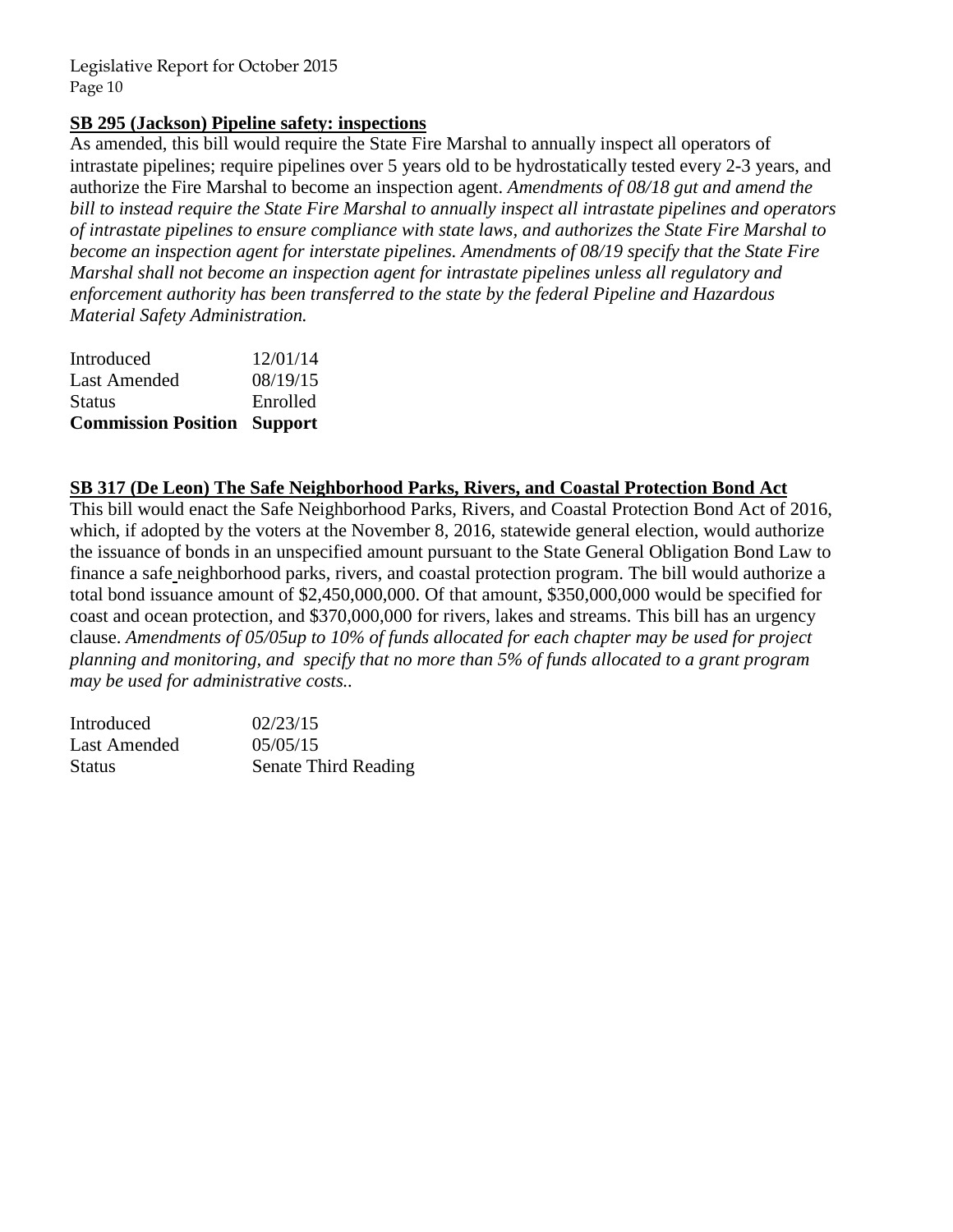**SB 295 (Jackson) Pipeline safety: inspections**

As amended, this bill would require the State Fire Marshal to annually inspect all operators of intrastate pipelines; require pipelines over 5 years old to be hydrostatically tested every 2-3 years, and authorize the Fire Marshal to become an inspection agent. *Amendments of 08/18 gut and amend the bill to instead require the State Fire Marshal to annually inspect all intrastate pipelines and operators of intrastate pipelines to ensure compliance with state laws, and authorizes the State Fire Marshal to become an inspection agent for interstate pipelines. Amendments of 08/19 specify that the State Fire Marshal shall not become an inspection agent for intrastate pipelines unless all regulatory and enforcement authority has been transferred to the state by the federal Pipeline and Hazardous Material Safety Administration.*

| | |
|---|---|
| Introduced | 12/01/14 |
| Last Amended | 08/19/15 |
| Status | Enrolled |
| **Commission Position** | **Support** |

**SB 317 (De Leon) The Safe Neighborhood Parks, Rivers, and Coastal Protection Bond Act**

This bill would enact the Safe Neighborhood Parks, Rivers, and Coastal Protection Bond Act of 2016, which, if adopted by the voters at the November 8, 2016, statewide general election, would authorize the issuance of bonds in an unspecified amount pursuant to the State General Obligation Bond Law to finance a safe neighborhood parks, rivers, and coastal protection program. The bill would authorize a total bond issuance amount of $2,450,000,000. Of that amount, $350,000,000 would be specified for coast and ocean protection, and $370,000,000 for rivers, lakes and streams. This bill has an urgency clause. *Amendments of 05/05up to 10% of funds allocated for each chapter may be used for project planning and monitoring, and specify that no more than 5% of funds allocated to a grant program may be used for administrative costs..*

| | |
|---|---|
| Introduced | 02/23/15 |
| Last Amended | 05/05/15 |
| Status | Senate Third Reading |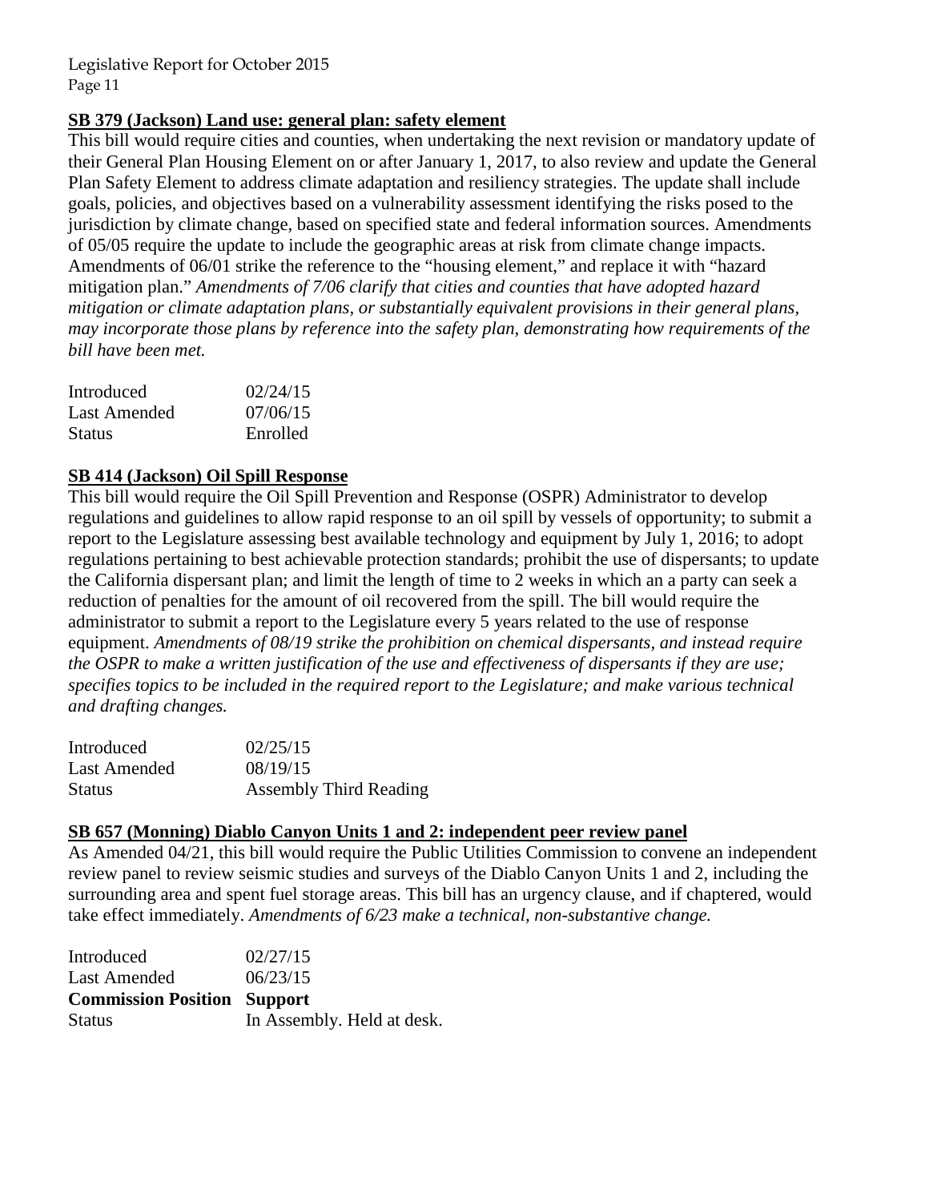**SB 379 (Jackson) Land use: general plan: safety element**

This bill would require cities and counties, when undertaking the next revision or mandatory update of their General Plan Housing Element on or after January 1, 2017, to also review and update the General Plan Safety Element to address climate adaptation and resiliency strategies. The update shall include goals, policies, and objectives based on a vulnerability assessment identifying the risks posed to the jurisdiction by climate change, based on specified state and federal information sources. Amendments of 05/05 require the update to include the geographic areas at risk from climate change impacts. Amendments of 06/01 strike the reference to the "housing element," and replace it with "hazard mitigation plan." *Amendments of 7/06 clarify that cities and counties that have adopted hazard mitigation or climate adaptation plans, or substantially equivalent provisions in their general plans, may incorporate those plans by reference into the safety plan, demonstrating how requirements of the bill have been met.*

| | |
|---|---|
| Introduced | 02/24/15 |
| Last Amended | 07/06/15 |
| Status | Enrolled |

**SB 414 (Jackson) Oil Spill Response**

This bill would require the Oil Spill Prevention and Response (OSPR) Administrator to develop regulations and guidelines to allow rapid response to an oil spill by vessels of opportunity; to submit a report to the Legislature assessing best available technology and equipment by July 1, 2016; to adopt regulations pertaining to best achievable protection standards; prohibit the use of dispersants; to update the California dispersant plan; and limit the length of time to 2 weeks in which an a party can seek a reduction of penalties for the amount of oil recovered from the spill. The bill would require the administrator to submit a report to the Legislature every 5 years related to the use of response equipment. *Amendments of 08/19 strike the prohibition on chemical dispersants, and instead require the OSPR to make a written justification of the use and effectiveness of dispersants if they are use; specifies topics to be included in the required report to the Legislature; and make various technical and drafting changes.*

| | |
|---|---|
| Introduced | 02/25/15 |
| Last Amended | 08/19/15 |
| Status | Assembly Third Reading |

**SB 657 (Monning) Diablo Canyon Units 1 and 2: independent peer review panel**

As Amended 04/21, this bill would require the Public Utilities Commission to convene an independent review panel to review seismic studies and surveys of the Diablo Canyon Units 1 and 2, including the surrounding area and spent fuel storage areas. This bill has an urgency clause, and if chaptered, would take effect immediately. *Amendments of 6/23 make a technical, non-substantive change.*

| | |
|---|---|
| Introduced | 02/27/15 |
| Last Amended | 06/23/15 |
| **Commission Position** | **Support** |
| Status | In Assembly. Held at desk. |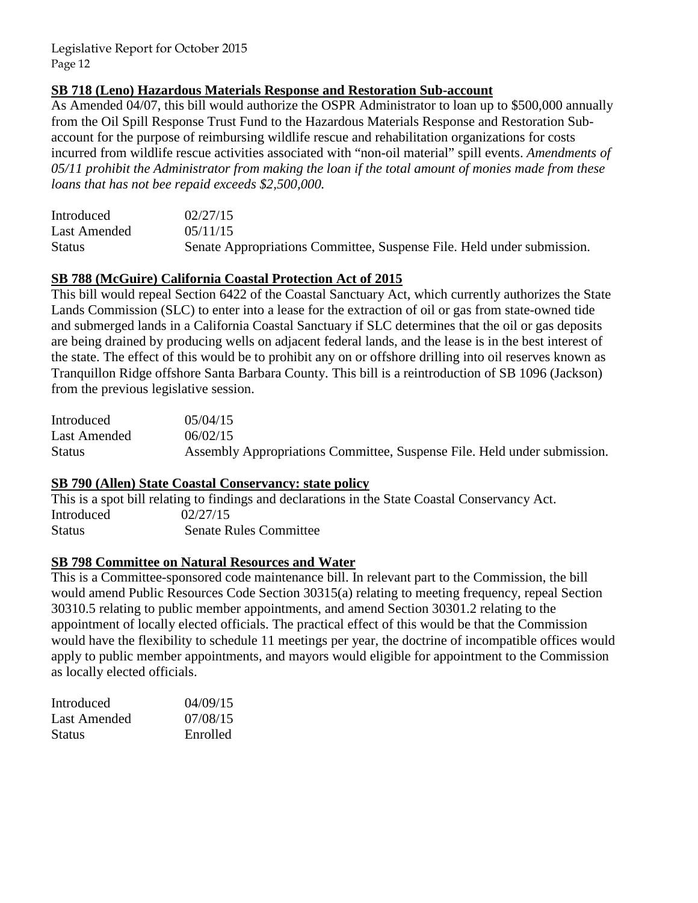## SB 718 (Leno) Hazardous Materials Response and Restoration Sub-account

As Amended 04/07, this bill would authorize the OSPR Administrator to loan up to $500,000 annually from the Oil Spill Response Trust Fund to the Hazardous Materials Response and Restoration Sub-account for the purpose of reimbursing wildlife rescue and rehabilitation organizations for costs incurred from wildlife rescue activities associated with "non-oil material" spill events. *Amendments of 05/11 prohibit the Administrator from making the loan if the total amount of monies made from these loans that has not bee repaid exceeds $2,500,000.*

| | |
|---|---|
| Introduced | 02/27/15 |
| Last Amended | 05/11/15 |
| Status | Senate Appropriations Committee, Suspense File. Held under submission. |

## SB 788 (McGuire) California Coastal Protection Act of 2015

This bill would repeal Section 6422 of the Coastal Sanctuary Act, which currently authorizes the State Lands Commission (SLC) to enter into a lease for the extraction of oil or gas from state-owned tide and submerged lands in a California Coastal Sanctuary if SLC determines that the oil or gas deposits are being drained by producing wells on adjacent federal lands, and the lease is in the best interest of the state. The effect of this would be to prohibit any on or offshore drilling into oil reserves known as Tranquillon Ridge offshore Santa Barbara County. This bill is a reintroduction of SB 1096 (Jackson) from the previous legislative session.

| | |
|---|---|
| Introduced | 05/04/15 |
| Last Amended | 06/02/15 |
| Status | Assembly Appropriations Committee, Suspense File. Held under submission. |

## SB 790 (Allen) State Coastal Conservancy: state policy

This is a spot bill relating to findings and declarations in the State Coastal Conservancy Act.

| | |
|---|---|
| Introduced | 02/27/15 |
| Status | Senate Rules Committee |

## SB 798 Committee on Natural Resources and Water

This is a Committee-sponsored code maintenance bill. In relevant part to the Commission, the bill would amend Public Resources Code Section 30315(a) relating to meeting frequency, repeal Section 30310.5 relating to public member appointments, and amend Section 30301.2 relating to the appointment of locally elected officials. The practical effect of this would be that the Commission would have the flexibility to schedule 11 meetings per year, the doctrine of incompatible offices would apply to public member appointments, and mayors would eligible for appointment to the Commission as locally elected officials.

| | |
|---|---|
| Introduced | 04/09/15 |
| Last Amended | 07/08/15 |
| Status | Enrolled |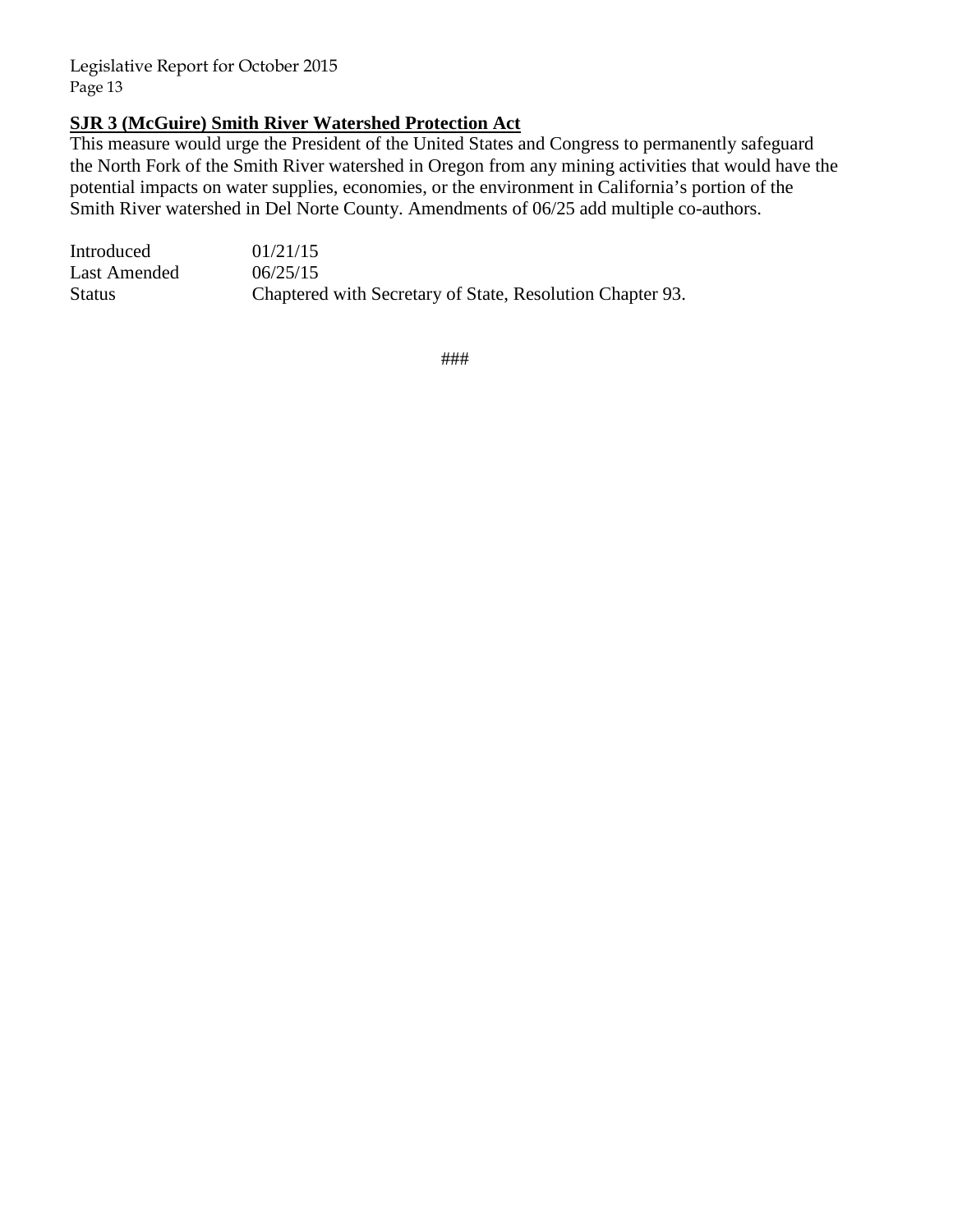**SJR 3 (McGuire) Smith River Watershed Protection Act**

This measure would urge the President of the United States and Congress to permanently safeguard the North Fork of the Smith River watershed in Oregon from any mining activities that would have the potential impacts on water supplies, economies, or the environment in California's portion of the Smith River watershed in Del Norte County. Amendments of 06/25 add multiple co-authors.

| | |
|---|---|
| Introduced | 01/21/15 |
| Last Amended | 06/25/15 |
| Status | Chaptered with Secretary of State, Resolution Chapter 93. |

###